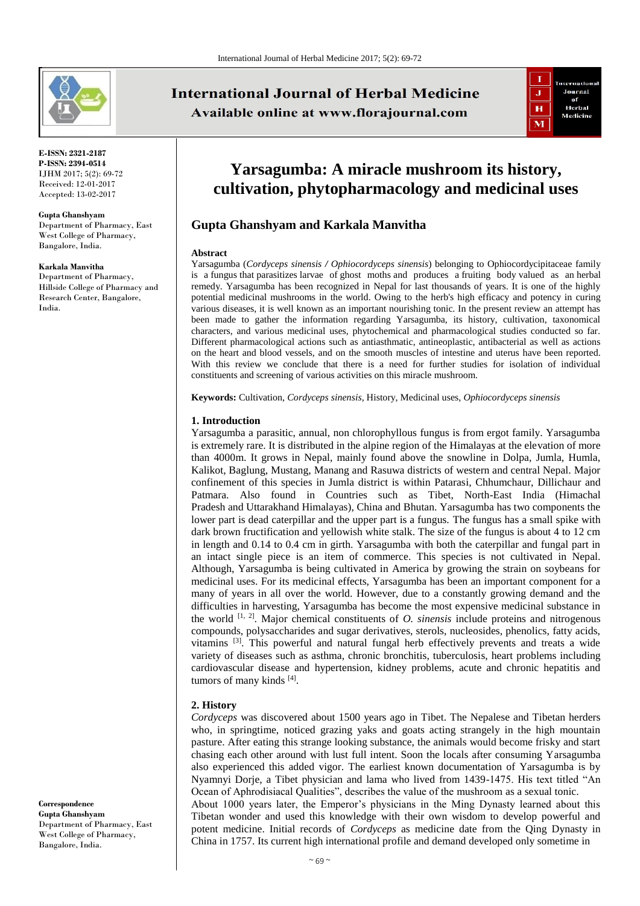**E-ISSN:** 2321-2187
**P-ISSN:** 2394-0514
IJHM 2017; 5(2): 69-72
Received: 12-01-2017
Accepted: 13-02-2017

**Gupta Ghanshyam**
Department of Pharmacy, East West College of Pharmacy, Bangalore, India.

**Karkala Manvitha**
Department of Pharmacy, Hillside College of Pharmacy and Research Center, Bangalore, India.

**Correspondence**
**Gupta Ghanshyam**
Department of Pharmacy, East West College of Pharmacy, Bangalore, India.

# Yarsagumba: A miracle mushroom its history, cultivation, phytopharmacology and medicinal uses

## Gupta Ghanshyam and Karkala Manvitha

### Abstract

Yarsagumba (*Cordyceps sinensis / Ophiocordyceps sinensis*) belonging to Ophiocordycipitaceae family is a fungus that parasitizes larvae of ghost moths and produces a fruiting body valued as an herbal remedy. Yarsagumba has been recognized in Nepal for last thousands of years. It is one of the highly potential medicinal mushrooms in the world. Owing to the herb's high efficacy and potency in curing various diseases, it is well known as an important nourishing tonic. In the present review an attempt has been made to gather the information regarding Yarsagumba, its history, cultivation, taxonomical characters, and various medicinal uses, phytochemical and pharmacological studies conducted so far. Different pharmacological actions such as antiasthmatic, antineoplastic, antibacterial as well as actions on the heart and blood vessels, and on the smooth muscles of intestine and uterus have been reported. With this review we conclude that there is a need for further studies for isolation of individual constituents and screening of various activities on this miracle mushroom.

**Keywords:** Cultivation, *Cordyceps sinensis*, History, Medicinal uses, *Ophiocordyceps sinensis*

### 1. Introduction

Yarsagumba a parasitic, annual, non chlorophyllous fungus is from ergot family. Yarsagumba is extremely rare. It is distributed in the alpine region of the Himalayas at the elevation of more than 4000m. It grows in Nepal, mainly found above the snowline in Dolpa, Jumla, Humla, Kalikot, Baglung, Mustang, Manang and Rasuwa districts of western and central Nepal. Major confinement of this species in Jumla district is within Patarasi, Chhumchaur, Dillichaur and Patmara. Also found in Countries such as Tibet, North-East India (Himachal Pradesh and Uttarakhand Himalayas), China and Bhutan. Yarsagumba has two components the lower part is dead caterpillar and the upper part is a fungus. The fungus has a small spike with dark brown fructification and yellowish white stalk. The size of the fungus is about 4 to 12 cm in length and 0.14 to 0.4 cm in girth. Yarsagumba with both the caterpillar and fungal part in an intact single piece is an item of commerce. This species is not cultivated in Nepal. Although, Yarsagumba is being cultivated in America by growing the strain on soybeans for medicinal uses. For its medicinal effects, Yarsagumba has been an important component for a many of years in all over the world. However, due to a constantly growing demand and the difficulties in harvesting, Yarsagumba has become the most expensive medicinal substance in the world [1, 2]. Major chemical constituents of *O. sinensis* include proteins and nitrogenous compounds, polysaccharides and sugar derivatives, sterols, nucleosides, phenolics, fatty acids, vitamins [3]. This powerful and natural fungal herb effectively prevents and treats a wide variety of diseases such as asthma, chronic bronchitis, tuberculosis, heart problems including cardiovascular disease and hypertension, kidney problems, acute and chronic hepatitis and tumors of many kinds [4].

### 2. History

*Cordyceps* was discovered about 1500 years ago in Tibet. The Nepalese and Tibetan herders who, in springtime, noticed grazing yaks and goats acting strangely in the high mountain pasture. After eating this strange looking substance, the animals would become frisky and start chasing each other around with lust full intent. Soon the locals after consuming Yarsagumba also experienced this added vigor. The earliest known documentation of Yarsagumba is by Nyamnyi Dorje, a Tibet physician and lama who lived from 1439-1475. His text titled "An Ocean of Aphrodisiacal Qualities", describes the value of the mushroom as a sexual tonic.

About 1000 years later, the Emperor's physicians in the Ming Dynasty learned about this Tibetan wonder and used this knowledge with their own wisdom to develop powerful and potent medicine. Initial records of *Cordyceps* as medicine date from the Qing Dynasty in China in 1757. Its current high international profile and demand developed only sometime in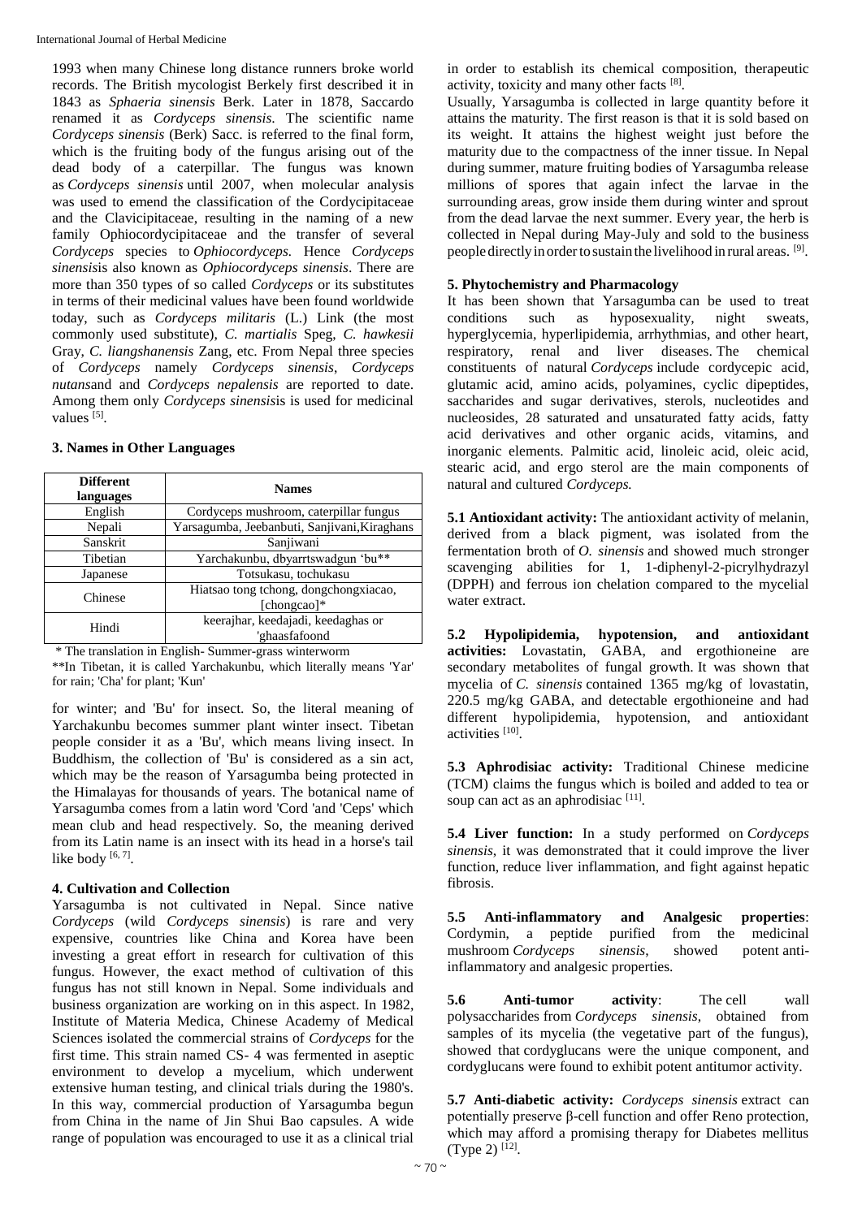1993 when many Chinese long distance runners broke world records. The British mycologist Berkely first described it in 1843 as *Sphaeria sinensis* Berk. Later in 1878, Saccardo renamed it as *Cordyceps sinensis.* The scientific name *Cordyceps sinensis* (Berk) Sacc. is referred to the final form, which is the fruiting body of the fungus arising out of the dead body of a caterpillar. The fungus was known as *Cordyceps sinensis* until 2007, when molecular analysis was used to emend the classification of the Cordycipitaceae and the Clavicipitaceae, resulting in the naming of a new family Ophiocordycipitaceae and the transfer of several *Cordyceps* species to *Ophiocordyceps.* Hence *Cordyceps sinensis*is also known as *Ophiocordyceps sinensis*. There are more than 350 types of so called *Cordyceps* or its substitutes in terms of their medicinal values have been found worldwide today, such as *Cordyceps militaris* (L.) Link (the most commonly used substitute), *C. martialis* Speg, *C. hawkesii* Gray, *C. liangshanensis* Zang, etc. From Nepal three species of *Cordyceps* namely *Cordyceps sinensis*, *Cordyceps nutans*and and *Cordyceps nepalensis* are reported to date. Among them only *Cordyceps sinensis*is is used for medicinal values [5].

### 3. Names in Other Languages

| Different languages | Names |
|---|---|
| English | Cordyceps mushroom, caterpillar fungus |
| Nepali | Yarsagumba, Jeebanbuti, Sanjivani,Kiraghans |
| Sanskrit | Sanjiwani |
| Tibetian | Yarchakunbu, dbyarrtswadgun 'bu** |
| Japanese | Totsukasu, tochukasu |
| Chinese | Hiatsao tong tchong, dongchongxiacao, [chongcao]* |
| Hindi | keerajhar, keedajadi, keedaghas or 'ghaasfafoond |

* The translation in English- Summer-grass winterworm

**In Tibetan, it is called Yarchakunbu, which literally means 'Yar' for rain; 'Cha' for plant; 'Kun' for winter; and 'Bu' for insect. So, the literal meaning of Yarchakunbu becomes summer plant winter insect. Tibetan people consider it as a 'Bu', which means living insect. In Buddhism, the collection of 'Bu' is considered as a sin act, which may be the reason of Yarsagumba being protected in the Himalayas for thousands of years. The botanical name of Yarsagumba comes from a latin word 'Cord 'and 'Ceps' which mean club and head respectively. So, the meaning derived from its Latin name is an insect with its head in a horse's tail like body [6, 7].

### 4. Cultivation and Collection

Yarsagumba is not cultivated in Nepal. Since native *Cordyceps* (wild *Cordyceps sinensis*) is rare and very expensive, countries like China and Korea have been investing a great effort in research for cultivation of this fungus. However, the exact method of cultivation of this fungus has not still known in Nepal. Some individuals and business organization are working on in this aspect. In 1982, Institute of Materia Medica, Chinese Academy of Medical Sciences isolated the commercial strains of *Cordyceps* for the first time. This strain named CS- 4 was fermented in aseptic environment to develop a mycelium, which underwent extensive human testing, and clinical trials during the 1980's. In this way, commercial production of Yarsagumba begun from China in the name of Jin Shui Bao capsules. A wide range of population was encouraged to use it as a clinical trial in order to establish its chemical composition, therapeutic activity, toxicity and many other facts [8].

Usually, Yarsagumba is collected in large quantity before it attains the maturity. The first reason is that it is sold based on its weight. It attains the highest weight just before the maturity due to the compactness of the inner tissue. In Nepal during summer, mature fruiting bodies of Yarsagumba release millions of spores that again infect the larvae in the surrounding areas, grow inside them during winter and sprout from the dead larvae the next summer. Every year, the herb is collected in Nepal during May-July and sold to the business people directly in order to sustain the livelihood in rural areas. [9].

### 5. Phytochemistry and Pharmacology

It has been shown that Yarsagumba can be used to treat conditions such as hyposexuality, night sweats, hyperglycemia, hyperlipidemia, arrhythmias, and other heart, respiratory, renal and liver diseases. The chemical constituents of natural *Cordyceps* include cordycepic acid, glutamic acid, amino acids, polyamines, cyclic dipeptides, saccharides and sugar derivatives, sterols, nucleotides and nucleosides, 28 saturated and unsaturated fatty acids, fatty acid derivatives and other organic acids, vitamins, and inorganic elements. Palmitic acid, linoleic acid, oleic acid, stearic acid, and ergo sterol are the main components of natural and cultured *Cordyceps.*

**5.1 Antioxidant activity:** The antioxidant activity of melanin, derived from a black pigment, was isolated from the fermentation broth of *O. sinensis* and showed much stronger scavenging abilities for 1, 1-diphenyl-2-picrylhydrazyl (DPPH) and ferrous ion chelation compared to the mycelial water extract.

**5.2 Hypolipidemia, hypotension, and antioxidant activities:** Lovastatin, GABA, and ergothioneine are secondary metabolites of fungal growth. It was shown that mycelia of *C. sinensis* contained 1365 mg/kg of lovastatin, 220.5 mg/kg GABA, and detectable ergothioneine and had different hypolipidemia, hypotension, and antioxidant activities [10].

**5.3 Aphrodisiac activity:** Traditional Chinese medicine (TCM) claims the fungus which is boiled and added to tea or soup can act as an aphrodisiac [11].

**5.4 Liver function:** In a study performed on *Cordyceps sinensis*, it was demonstrated that it could improve the liver function, reduce liver inflammation, and fight against hepatic fibrosis.

**5.5 Anti-inflammatory and Analgesic properties**: Cordymin, a peptide purified from the medicinal mushroom *Cordyceps sinensis*, showed potent anti-inflammatory and analgesic properties.

**5.6 Anti-tumor activity**: The cell wall polysaccharides from *Cordyceps sinensis*, obtained from samples of its mycelia (the vegetative part of the fungus), showed that cordyglucans were the unique component, and cordyglucans were found to exhibit potent antitumor activity.

**5.7 Anti-diabetic activity:** *Cordyceps sinensis* extract can potentially preserve β-cell function and offer Reno protection, which may afford a promising therapy for Diabetes mellitus (Type 2) [12].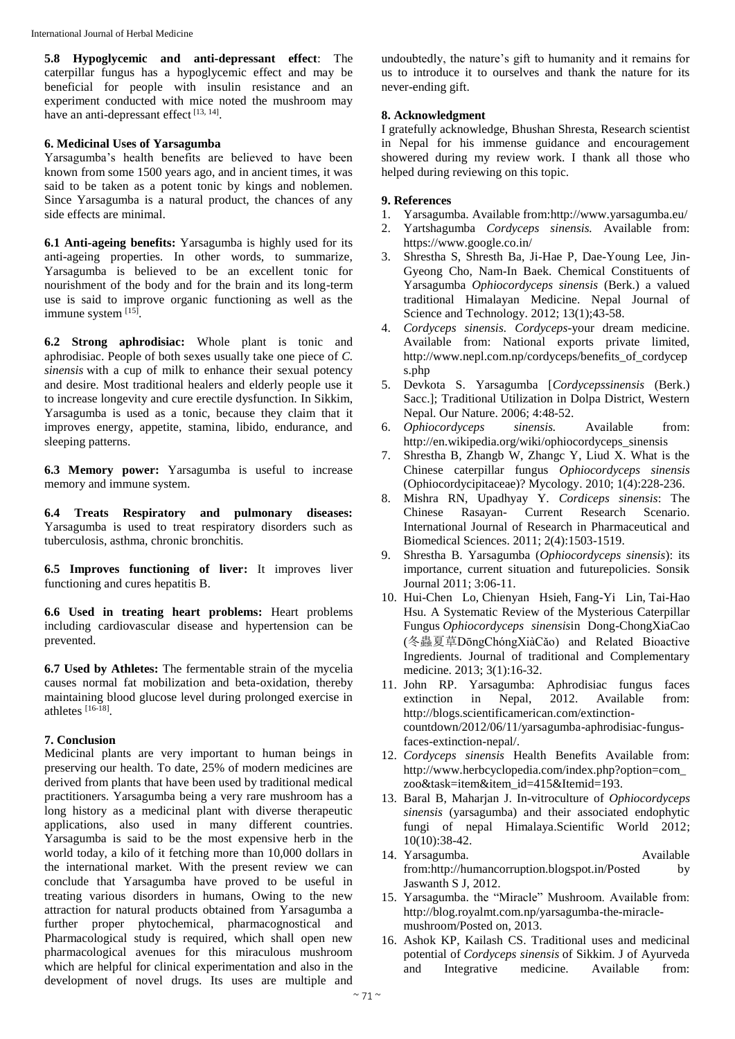**5.8 Hypoglycemic and anti-depressant effect**: The caterpillar fungus has a hypoglycemic effect and may be beneficial for people with insulin resistance and an experiment conducted with mice noted the mushroom may have an anti-depressant effect [13, 14].

### 6. Medicinal Uses of Yarsagumba

Yarsagumba's health benefits are believed to have been known from some 1500 years ago, and in ancient times, it was said to be taken as a potent tonic by kings and noblemen. Since Yarsagumba is a natural product, the chances of any side effects are minimal.

**6.1 Anti-ageing benefits:** Yarsagumba is highly used for its anti-ageing properties. In other words, to summarize, Yarsagumba is believed to be an excellent tonic for nourishment of the body and for the brain and its long-term use is said to improve organic functioning as well as the immune system [15].

**6.2 Strong aphrodisiac:** Whole plant is tonic and aphrodisiac. People of both sexes usually take one piece of *C. sinensis* with a cup of milk to enhance their sexual potency and desire. Most traditional healers and elderly people use it to increase longevity and cure erectile dysfunction. In Sikkim, Yarsagumba is used as a tonic, because they claim that it improves energy, appetite, stamina, libido, endurance, and sleeping patterns.

**6.3 Memory power:** Yarsagumba is useful to increase memory and immune system.

**6.4 Treats Respiratory and pulmonary diseases:** Yarsagumba is used to treat respiratory disorders such as tuberculosis, asthma, chronic bronchitis.

**6.5 Improves functioning of liver:** It improves liver functioning and cures hepatitis B.

**6.6 Used in treating heart problems:** Heart problems including cardiovascular disease and hypertension can be prevented.

**6.7 Used by Athletes:** The fermentable strain of the mycelia causes normal fat mobilization and beta-oxidation, thereby maintaining blood glucose level during prolonged exercise in athletes [16-18].

### 7. Conclusion

Medicinal plants are very important to human beings in preserving our health. To date, 25% of modern medicines are derived from plants that have been used by traditional medical practitioners. Yarsagumba being a very rare mushroom has a long history as a medicinal plant with diverse therapeutic applications, also used in many different countries. Yarsagumba is said to be the most expensive herb in the world today, a kilo of it fetching more than 10,000 dollars in the international market. With the present review we can conclude that Yarsagumba have proved to be useful in treating various disorders in humans, Owing to the new attraction for natural products obtained from Yarsagumba a further proper phytochemical, pharmacognostical and Pharmacological study is required, which shall open new pharmacological avenues for this miraculous mushroom which are helpful for clinical experimentation and also in the development of novel drugs. Its uses are multiple and undoubtedly, the nature's gift to humanity and it remains for us to introduce it to ourselves and thank the nature for its never-ending gift.

### 8. Acknowledgment

I gratefully acknowledge, Bhushan Shresta, Research scientist in Nepal for his immense guidance and encouragement showered during my review work. I thank all those who helped during reviewing on this topic.

### 9. References

1. Yarsagumba. Available from:http://www.yarsagumba.eu/
2. Yartshagumba *Cordyceps sinensis.* Available from: https://www.google.co.in/
3. Shrestha S, Shresth Ba, Ji-Hae P, Dae-Young Lee, Jin-Gyeong Cho, Nam-In Baek. Chemical Constituents of Yarsagumba *Ophiocordyceps sinensis* (Berk.) a valued traditional Himalayan Medicine. Nepal Journal of Science and Technology. 2012; 13(1);43-58.
4. *Cordyceps sinensis*. *Cordyceps*-your dream medicine. Available from: National exports private limited, http://www.nepl.com.np/cordyceps/benefits_of_cordyceps.php
5. Devkota S. Yarsagumba [*Cordycepssinensis* (Berk.) Sacc.]; Traditional Utilization in Dolpa District, Western Nepal. Our Nature. 2006; 4:48-52.
6. *Ophiocordyceps sinensis.* Available from: http://en.wikipedia.org/wiki/ophiocordyceps_sinensis
7. Shrestha B, Zhangb W, Zhangc Y, Liud X. What is the Chinese caterpillar fungus *Ophiocordyceps sinensis* (Ophiocordycipitaceae)? Mycology. 2010; 1(4):228-236.
8. Mishra RN, Upadhyay Y. *Cordiceps sinensis*: The Chinese Rasayan- Current Research Scenario. International Journal of Research in Pharmaceutical and Biomedical Sciences. 2011; 2(4):1503-1519.
9. Shrestha B. Yarsagumba (*Ophiocordyceps sinensis*): its importance, current situation and futurepolicies. Sonsik Journal 2011; 3:06-11.
10. Hui-Chen Lo, Chienyan Hsieh, Fang-Yi Lin, Tai-Hao Hsu. A Systematic Review of the Mysterious Caterpillar Fungus *Ophiocordyceps sinensis*in Dong-ChongXiaCao (冬蟲夏草DōngChóngXiàCǎo) and Related Bioactive Ingredients. Journal of traditional and Complementary medicine. 2013; 3(1):16-32.
11. John RP. Yarsagumba: Aphrodisiac fungus faces extinction in Nepal, 2012. Available from: http://blogs.scientificamerican.com/extinction-countdown/2012/06/11/yarsagumba-aphrodisiac-fungus-faces-extinction-nepal/.
12. *Cordyceps sinensis* Health Benefits Available from: http://www.herbcyclopedia.com/index.php?option=com_zoo&task=item&item_id=415&Itemid=193.
13. Baral B, Maharjan J. In-vitroculture of *Ophiocordyceps sinensis* (yarsagumba) and their associated endophytic fungi of nepal Himalaya.Scientific World 2012; 10(10):38-42.
14. Yarsagumba. Available from:http://humancorruption.blogspot.in/Posted by Jaswanth S J, 2012.
15. Yarsagumba. the "Miracle" Mushroom. Available from: http://blog.royalmt.com.np/yarsagumba-the-miracle-mushroom/Posted on, 2013.
16. Ashok KP, Kailash CS. Traditional uses and medicinal potential of *Cordyceps sinensis* of Sikkim. J of Ayurveda and Integrative medicine. Available from: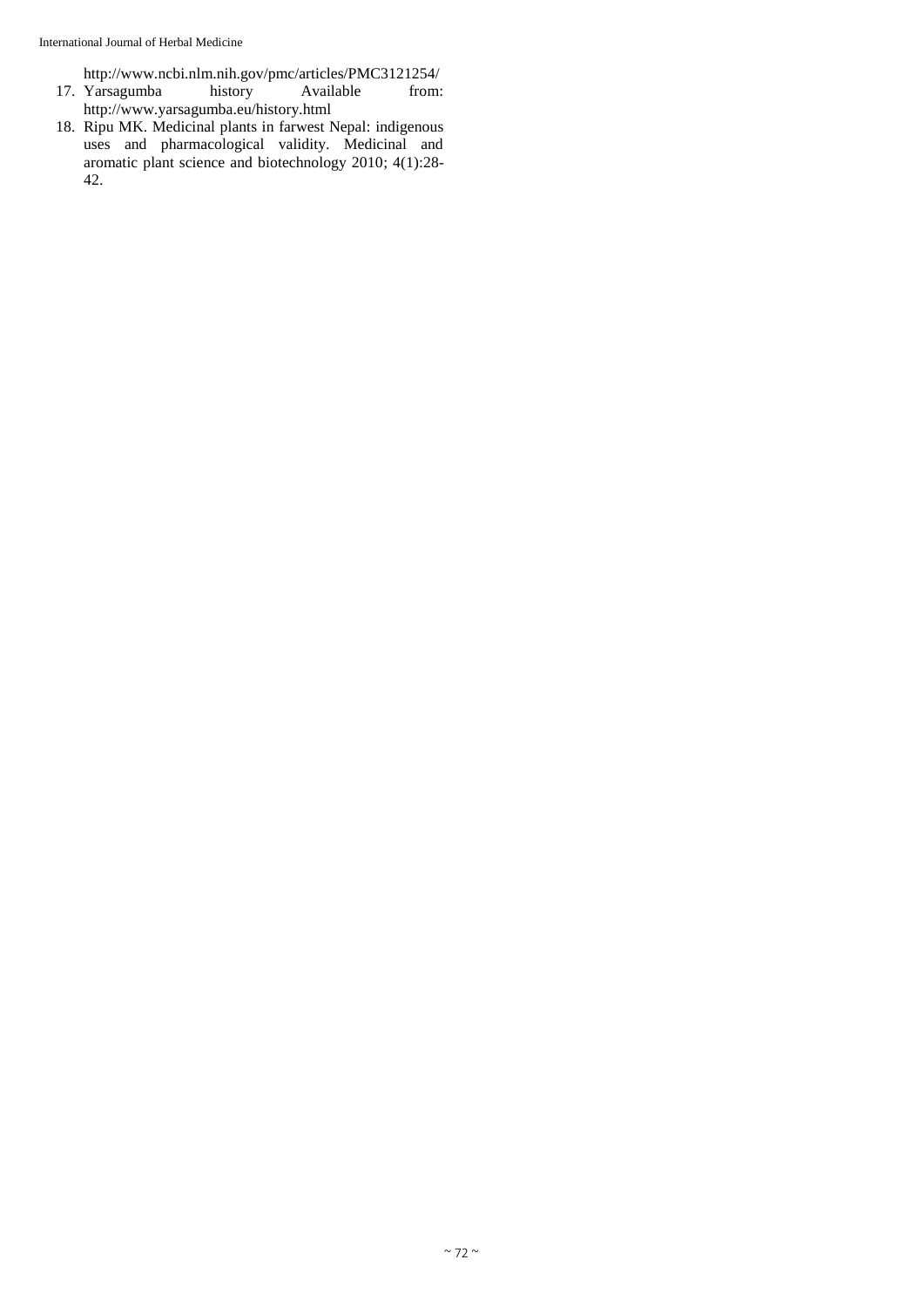http://www.ncbi.nlm.nih.gov/pmc/articles/PMC3121254/

17. Yarsagumba history Available from: http://www.yarsagumba.eu/history.html
18. Ripu MK. Medicinal plants in farwest Nepal: indigenous uses and pharmacological validity. Medicinal and aromatic plant science and biotechnology 2010; 4(1):28-42.